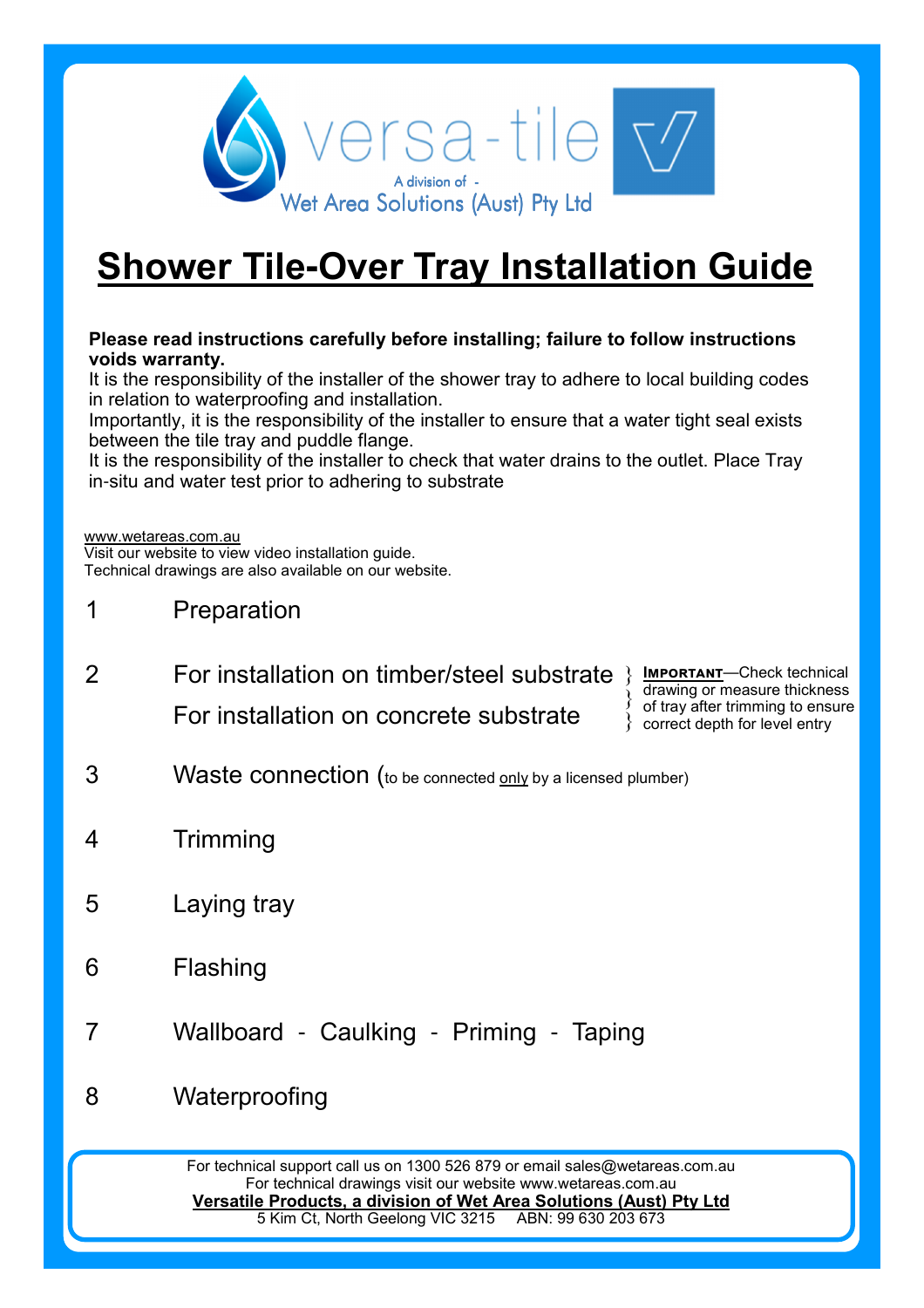versa-tile

A division of -
Wet Area Solutions (Aust) Pty Ltd

# Shower Tile-Over Tray Installation Guide

**Please read instructions carefully before installing; failure to follow instructions voids warranty.**

It is the responsibility of the installer of the shower tray to adhere to local building codes in relation to waterproofing and installation.

Importantly, it is the responsibility of the installer to ensure that a water tight seal exists between the tile tray and puddle flange.

It is the responsibility of the installer to check that water drains to the outlet. Place Tray in-situ and water test prior to adhering to substrate

www.wetareas.com.au
Visit our website to view video installation guide.
Technical drawings are also available on our website.

1. Preparation
2. For installation on timber/steel substrate
   For installation on concrete substrate
   **IMPORTANT**—Check technical drawing or measure thickness of tray after trimming to ensure correct depth for level entry
3. Waste connection (to be connected only by a licensed plumber)
4. Trimming
5. Laying tray
6. Flashing
7. Wallboard - Caulking - Priming - Taping
8. Waterproofing

For technical support call us on 1300 526 879 or email sales@wetareas.com.au
For technical drawings visit our website www.wetareas.com.au
**Versatile Products, a division of Wet Area Solutions (Aust) Pty Ltd**
5 Kim Ct, North Geelong VIC 3215 ABN: 99 630 203 673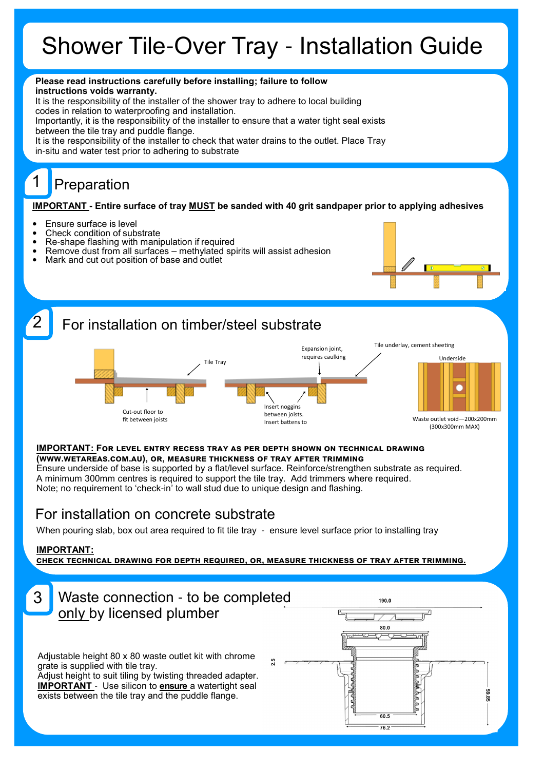# Shower Tile-Over Tray - Installation Guide

**Please read instructions carefully before installing; failure to follow instructions voids warranty.**

It is the responsibility of the installer of the shower tray to adhere to local building codes in relation to waterproofing and installation.

Importantly, it is the responsibility of the installer to ensure that a water tight seal exists between the tile tray and puddle flange.

It is the responsibility of the installer to check that water drains to the outlet. Place Tray in-situ and water test prior to adhering to substrate

## 1 Preparation

**IMPORTANT - Entire surface of tray MUST be sanded with 40 grit sandpaper prior to applying adhesives**

- Ensure surface is level
- Check condition of substrate
- Re-shape flashing with manipulation if required
- Remove dust from all surfaces – methylated spirits will assist adhesion
- Mark and cut out position of base and outlet

## 2 For installation on timber/steel substrate

Tile Tray

Cut-out floor to fit between joists

Expansion joint, requires caulking

Tile underlay, cement sheeting

Insert noggins between joists. Insert battens to

Underside

Waste outlet void—200x200mm (300x300mm MAX)

**IMPORTANT: FOR LEVEL ENTRY RECESS TRAY AS PER DEPTH SHOWN ON TECHNICAL DRAWING (WWW.WETAREAS.COM.AU), OR, MEASURE THICKNESS OF TRAY AFTER TRIMMING**

Ensure underside of base is supported by a flat/level surface. Reinforce/strengthen substrate as required.

A minimum 300mm centres is required to support the tile tray. Add trimmers where required.

Note; no requirement to 'check-in' to wall stud due to unique design and flashing.

## For installation on concrete substrate

When pouring slab, box out area required to fit tile tray - ensure level surface prior to installing tray

**IMPORTANT:**

**CHECK TECHNICAL DRAWING FOR DEPTH REQUIRED, OR, MEASURE THICKNESS OF TRAY AFTER TRIMMING.**

## 3 Waste connection - to be completed only by licensed plumber

Adjustable height 80 x 80 waste outlet kit with chrome grate is supplied with tile tray.

Adjust height to suit tiling by twisting threaded adapter.

**IMPORTANT** - Use silicon to **ensure** a watertight seal exists between the tile tray and the puddle flange.

190.0

80.0

2.5

59.85

60.5

76.2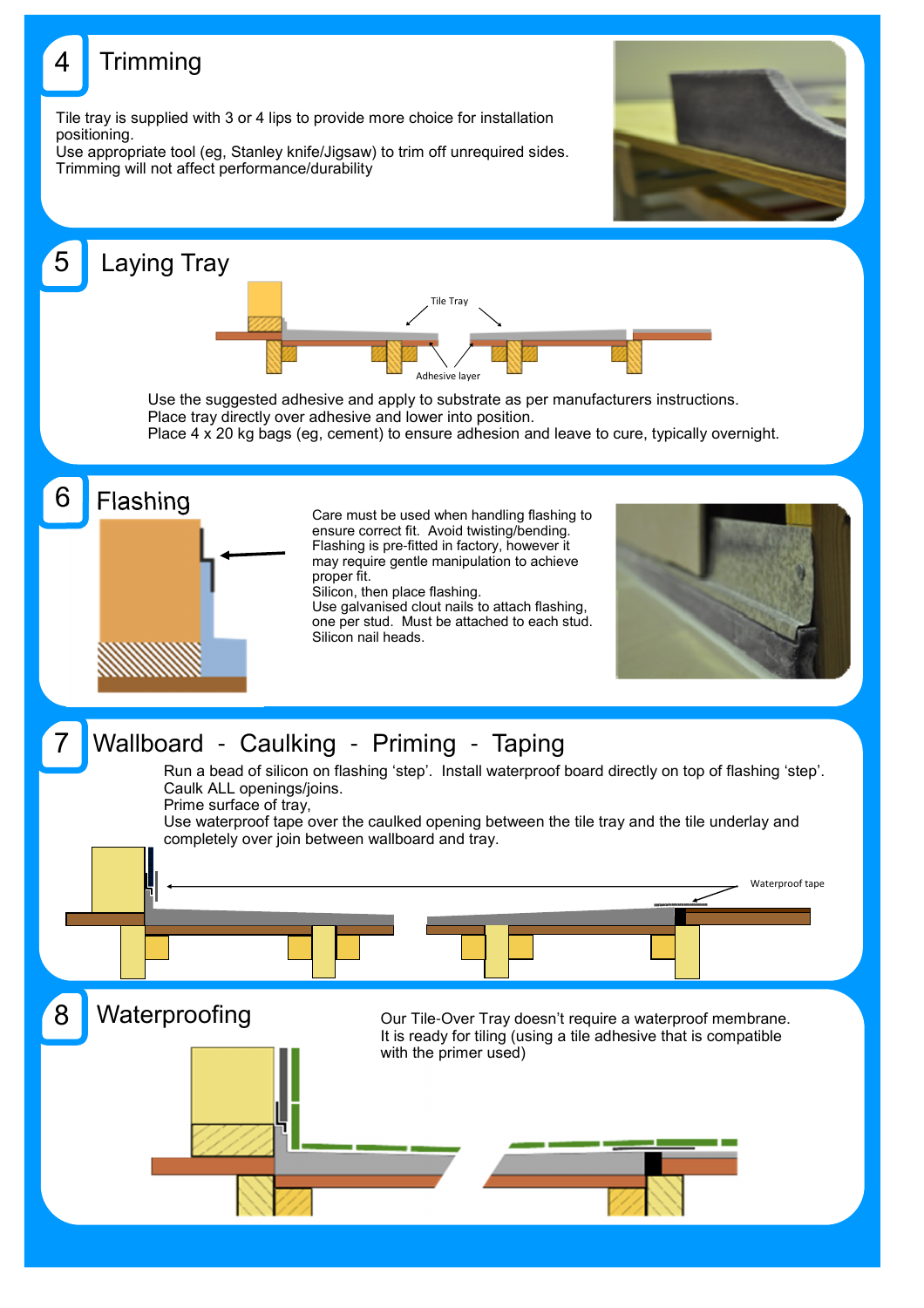## 4 Trimming

Tile tray is supplied with 3 or 4 lips to provide more choice for installation positioning.
Use appropriate tool (eg, Stanley knife/Jigsaw) to trim off unrequired sides.
Trimming will not affect performance/durability

## 5 Laying Tray

Tile Tray

Adhesive layer

Use the suggested adhesive and apply to substrate as per manufacturers instructions.
Place tray directly over adhesive and lower into position.
Place 4 x 20 kg bags (eg, cement) to ensure adhesion and leave to cure, typically overnight.

## 6 Flashing

Care must be used when handling flashing to ensure correct fit. Avoid twisting/bending.
Flashing is pre-fitted in factory, however it may require gentle manipulation to achieve proper fit.
Silicon, then place flashing.
Use galvanised clout nails to attach flashing, one per stud. Must be attached to each stud.
Silicon nail heads.

## 7 Wallboard - Caulking - Priming - Taping

Run a bead of silicon on flashing 'step'. Install waterproof board directly on top of flashing 'step'.
Caulk ALL openings/joins.
Prime surface of tray,
Use waterproof tape over the caulked opening between the tile tray and the tile underlay and completely over join between wallboard and tray.

Waterproof tape

## 8 Waterproofing

Our Tile-Over Tray doesn't require a waterproof membrane.
It is ready for tiling (using a tile adhesive that is compatible with the primer used)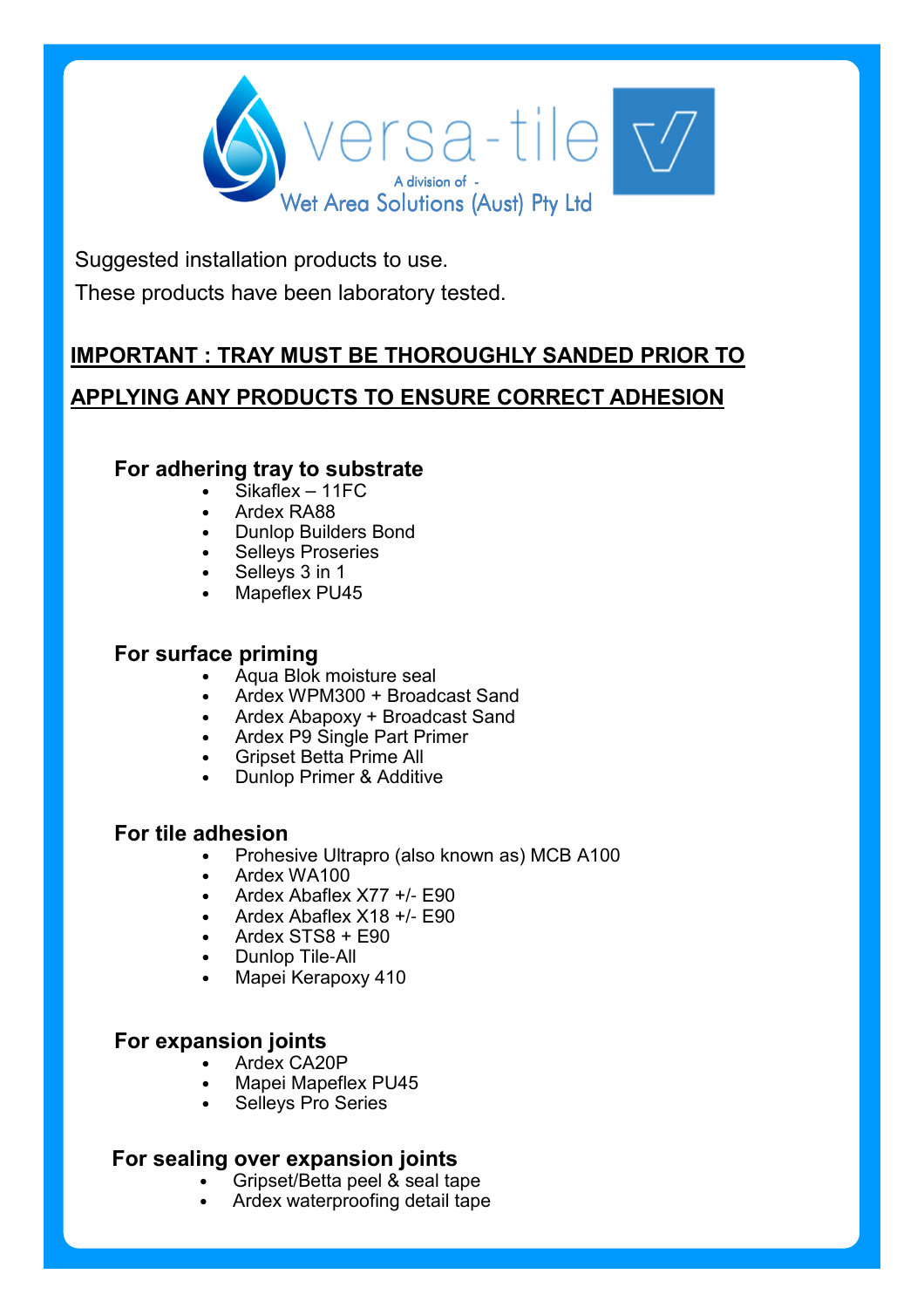versa-tile

A division of -

Wet Area Solutions (Aust) Pty Ltd

Suggested installation products to use.

These products have been laboratory tested.

**IMPORTANT : TRAY MUST BE THOROUGHLY SANDED PRIOR TO APPLYING ANY PRODUCTS TO ENSURE CORRECT ADHESION**

### For adhering tray to substrate

- Sikaflex – 11FC
- Ardex RA88
- Dunlop Builders Bond
- Selleys Proseries
- Selleys 3 in 1
- Mapeflex PU45

### For surface priming

- Aqua Blok moisture seal
- Ardex WPM300 + Broadcast Sand
- Ardex Abapoxy + Broadcast Sand
- Ardex P9 Single Part Primer
- Gripset Betta Prime All
- Dunlop Primer & Additive

### For tile adhesion

- Prohesive Ultrapro (also known as) MCB A100
- Ardex WA100
- Ardex Abaflex X77 +/- E90
- Ardex Abaflex X18 +/- E90
- Ardex STS8 + E90
- Dunlop Tile-All
- Mapei Kerapoxy 410

### For expansion joints

- Ardex CA20P
- Mapei Mapeflex PU45
- Selleys Pro Series

### For sealing over expansion joints

- Gripset/Betta peel & seal tape
- Ardex waterproofing detail tape